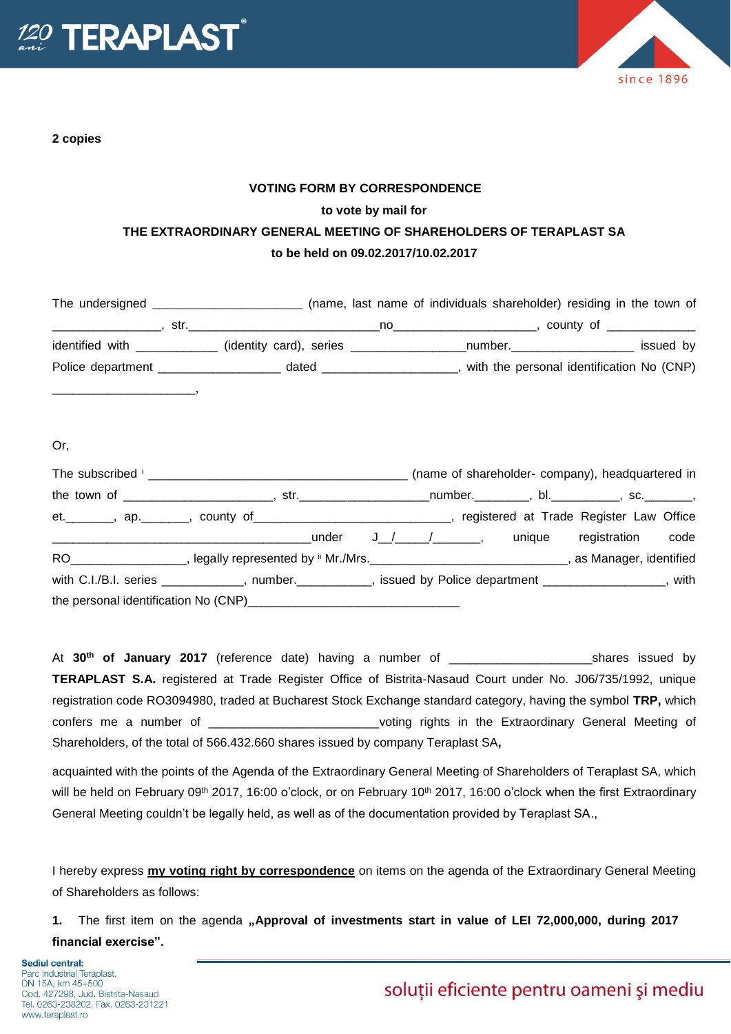**2 copies**

**VOTING FORM BY CORRESPONDENCE**

**to vote by mail for**

**THE EXTRAORDINARY GENERAL MEETING OF SHAREHOLDERS OF TERAPLAST SA**

**to be held on 09.02.2017/10.02.2017**

The undersigned ______________________ (name, last name of individuals shareholder) residing in the town of ________________, str.____________________________no_____________________, county of _____________ identified with ____________ (identity card), series _________________number.___________________ issued by Police department __________________ dated ____________________, with the personal identification No (CNP) ______________________,

Or,

The subscribed [i] ______________________________________ (name of shareholder- company), headquartered in the town of ______________________, str.___________________number.________, bl.__________, sc._______, et._______, ap._______, county of______________________________, registered at Trade Register Law Office ______________________________________under J__/_____/_______, unique registration code RO_________________, legally represented by [ii] Mr./Mrs._____________________________, as Manager, identified with C.I./B.I. series ____________, number.___________, issued by Police department __________________, with the personal identification No (CNP)_______________________________

At **30th of January 2017** (reference date) having a number of _____________________shares issued by **TERAPLAST S.A.** registered at Trade Register Office of Bistrita-Nasaud Court under No. J06/735/1992, unique registration code RO3094980, traded at Bucharest Stock Exchange standard category, having the symbol **TRP,** which confers me a number of _________________________voting rights in the Extraordinary General Meeting of Shareholders, of the total of 566.432.660 shares issued by company Teraplast SA**,**

acquainted with the points of the Agenda of the Extraordinary General Meeting of Shareholders of Teraplast SA, which will be held on February 09th 2017, 16:00 o'clock, or on February 10th 2017, 16:00 o'clock when the first Extraordinary General Meeting couldn't be legally held, as well as of the documentation provided by Teraplast SA.,

I hereby express **my voting right by correspondence** on items on the agenda of the Extraordinary General Meeting of Shareholders as follows:

**1.** The first item on the agenda **„Approval of investments start in value of LEI 72,000,000, during 2017 financial exercise".**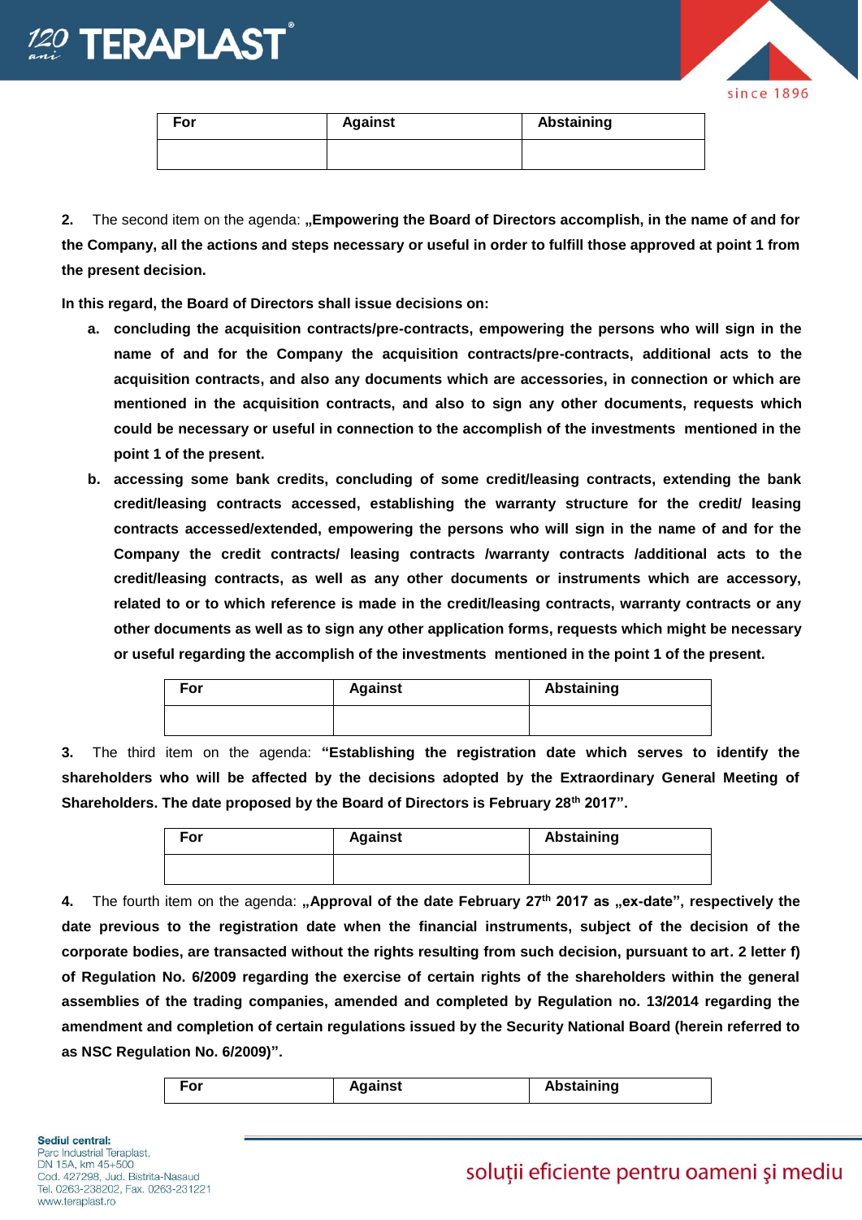| For | Against | Abstaining |
|---|---|---|
| | | |

**2.** The second item on the agenda: **„Empowering the Board of Directors accomplish, in the name of and for the Company, all the actions and steps necessary or useful in order to fulfill those approved at point 1 from the present decision.**

**In this regard, the Board of Directors shall issue decisions on:**

a. **concluding the acquisition contracts/pre-contracts, empowering the persons who will sign in the name of and for the Company the acquisition contracts/pre-contracts, additional acts to the acquisition contracts, and also any documents which are accessories, in connection or which are mentioned in the acquisition contracts, and also to sign any other documents, requests which could be necessary or useful in connection to the accomplish of the investments mentioned in the point 1 of the present.**

b. **accessing some bank credits, concluding of some credit/leasing contracts, extending the bank credit/leasing contracts accessed, establishing the warranty structure for the credit/ leasing contracts accessed/extended, empowering the persons who will sign in the name of and for the Company the credit contracts/ leasing contracts /warranty contracts /additional acts to the credit/leasing contracts, as well as any other documents or instruments which are accessory, related to or to which reference is made in the credit/leasing contracts, warranty contracts or any other documents as well as to sign any other application forms, requests which might be necessary or useful regarding the accomplish of the investments mentioned in the point 1 of the present.**

| For | Against | Abstaining |
|---|---|---|
| | | |

**3.** The third item on the agenda: **"Establishing the registration date which serves to identify the shareholders who will be affected by the decisions adopted by the Extraordinary General Meeting of Shareholders. The date proposed by the Board of Directors is February 28th 2017".**

| For | Against | Abstaining |
|---|---|---|
| | | |

**4.** The fourth item on the agenda: **„Approval of the date February 27th 2017 as „ex-date", respectively the date previous to the registration date when the financial instruments, subject of the decision of the corporate bodies, are transacted without the rights resulting from such decision, pursuant to art. 2 letter f) of Regulation No. 6/2009 regarding the exercise of certain rights of the shareholders within the general assemblies of the trading companies, amended and completed by Regulation no. 13/2014 regarding the amendment and completion of certain regulations issued by the Security National Board (herein referred to as NSC Regulation No. 6/2009)".**

| For | Against | Abstaining |
|---|---|---|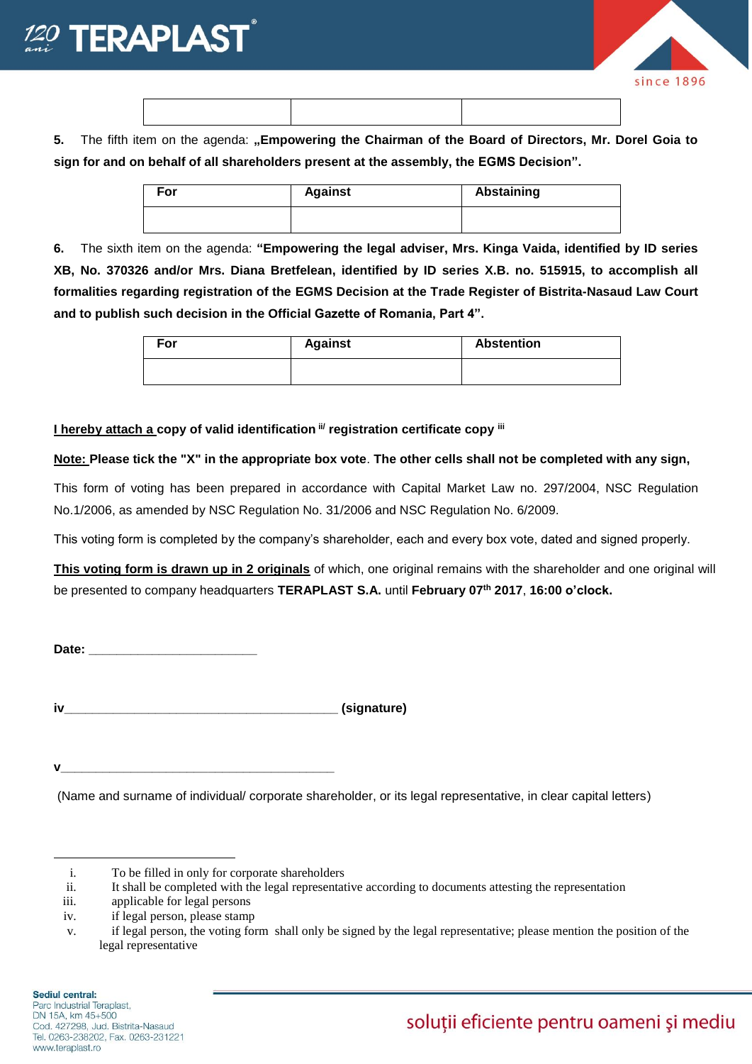| | | |
|---|---|---|
| | | |

**5.** The fifth item on the agenda: **„Empowering the Chairman of the Board of Directors, Mr. Dorel Goia to sign for and on behalf of all shareholders present at the assembly, the EGMS Decision".**

| For | Against | Abstaining |
|---|---|---|
| | | |

**6.** The sixth item on the agenda: **"Empowering the legal adviser, Mrs. Kinga Vaida, identified by ID series XB, No. 370326 and/or Mrs. Diana Bretfelean, identified by ID series X.B. no. 515915, to accomplish all formalities regarding registration of the EGMS Decision at the Trade Register of Bistrita-Nasaud Law Court and to publish such decision in the Official Gazette of Romania, Part 4".**

| For | Against | Abstention |
|---|---|---|
| | | |

**I hereby attach a copy of valid identification [ii]/ registration certificate copy [iii]**

**Note: Please tick the "X" in the appropriate box vote**. **The other cells shall not be completed with any sign,**

This form of voting has been prepared in accordance with Capital Market Law no. 297/2004, NSC Regulation No.1/2006, as amended by NSC Regulation No. 31/2006 and NSC Regulation No. 6/2009.

This voting form is completed by the company's shareholder, each and every box vote, dated and signed properly.

**This voting form is drawn up in 2 originals** of which, one original remains with the shareholder and one original will be presented to company headquarters **TERAPLAST S.A.** until **February 07th 2017**, **16:00 o'clock.**

**Date:** ________________________

**iv**__________________________________________ **(signature)**

**v**__________________________________________

(Name and surname of individual/ corporate shareholder, or its legal representative, in clear capital letters)

---

i. To be filled in only for corporate shareholders
ii. It shall be completed with the legal representative according to documents attesting the representation
iii. applicable for legal persons
iv. if legal person, please stamp
v. if legal person, the voting form shall only be signed by the legal representative; please mention the position of the legal representative